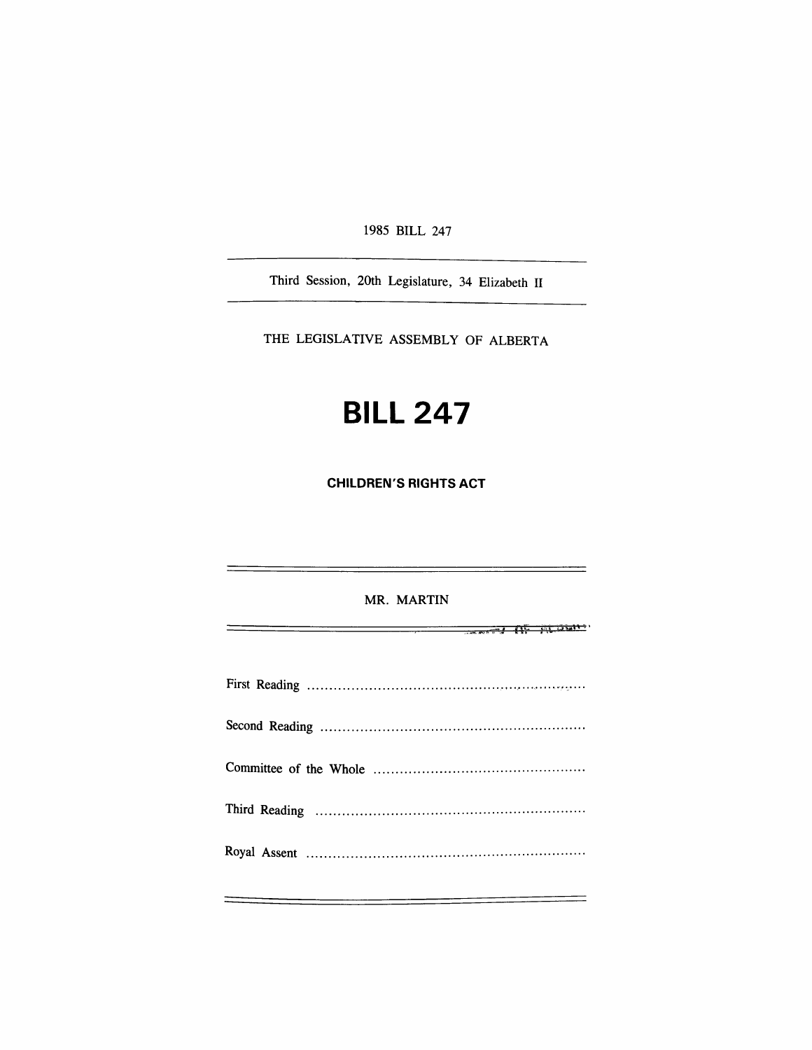1985 BILL 247

Third Session, 20th Legislature, 34 Elizabeth II

THE LEGISLATIVE ASSEMBLY OF ALBERTA

# BILL 247

## CHILDREN'S RIGHTS ACT

MR. MARTIN

First Reading ..............................................................

Second Reading ..............................................................

Committee of the Whole ..............................................................

Third Reading ..............................................................

Royal Assent ..............................................................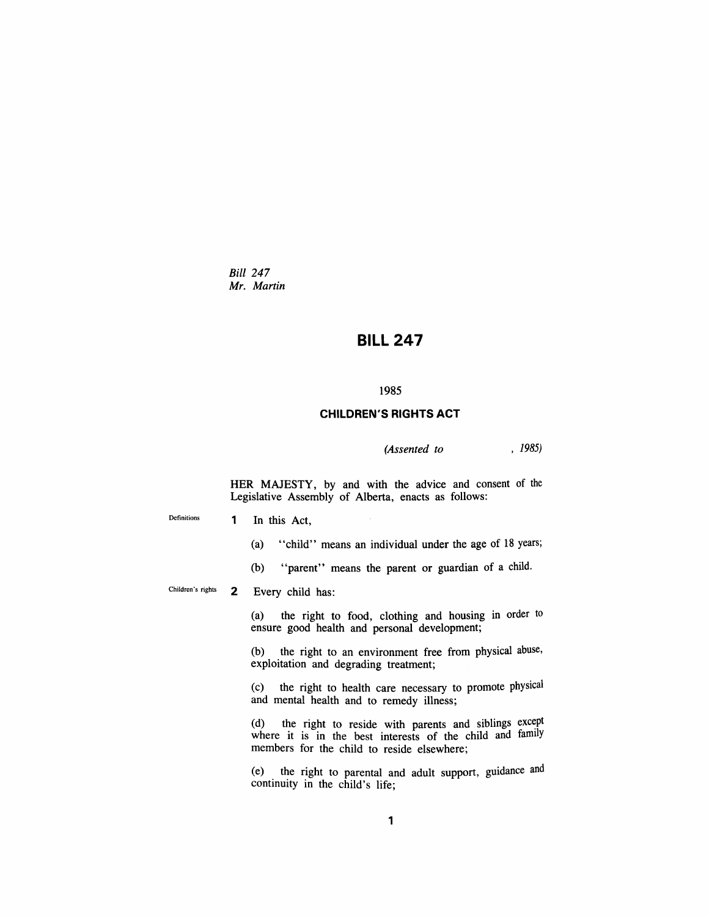*Bill 247*
*Mr. Martin*

# BILL 247

1985

## CHILDREN'S RIGHTS ACT

*(Assented to , 1985)*

HER MAJESTY, by and with the advice and consent of the Legislative Assembly of Alberta, enacts as follows:

Definitions

**1** In this Act,

(a) "child" means an individual under the age of 18 years;

(b) "parent" means the parent or guardian of a child.

Children's rights

**2** Every child has:

(a) the right to food, clothing and housing in order to ensure good health and personal development;

(b) the right to an environment free from physical abuse, exploitation and degrading treatment;

(c) the right to health care necessary to promote physical and mental health and to remedy illness;

(d) the right to reside with parents and siblings except where it is in the best interests of the child and family members for the child to reside elsewhere;

(e) the right to parental and adult support, guidance and continuity in the child's life;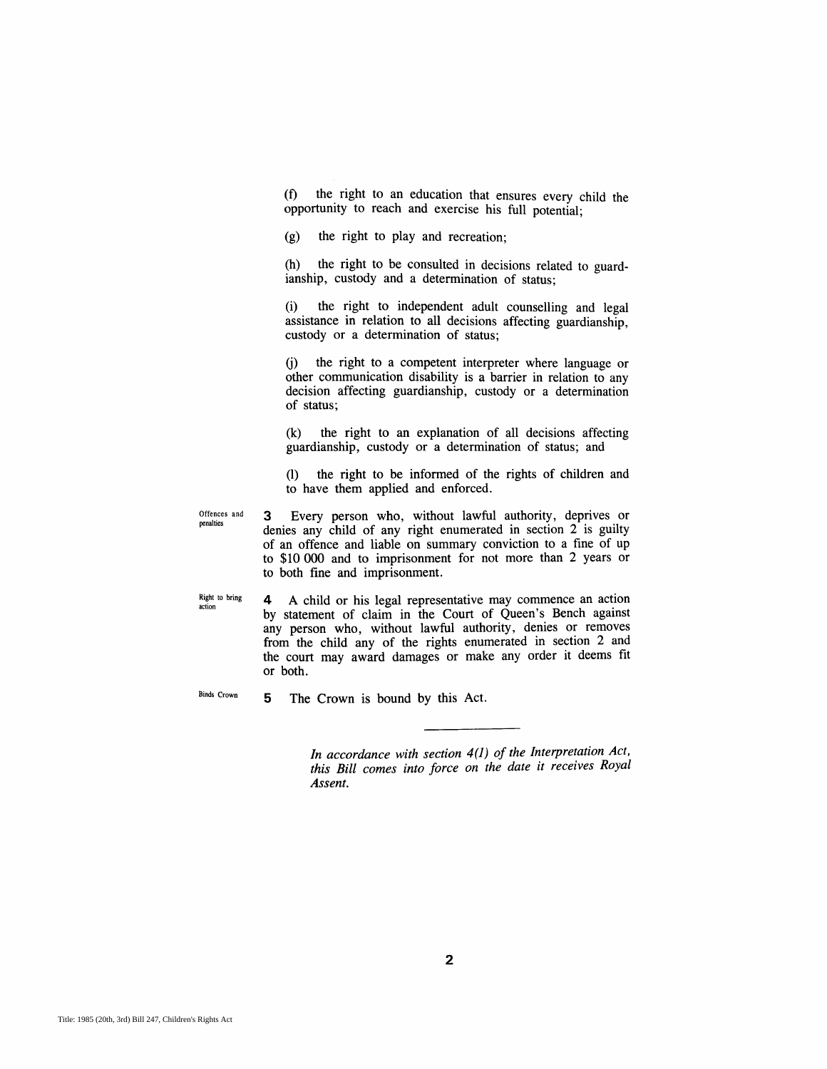(f) the right to an education that ensures every child the opportunity to reach and exercise his full potential;

(g) the right to play and recreation;

(h) the right to be consulted in decisions related to guardianship, custody and a determination of status;

(i) the right to independent adult counselling and legal assistance in relation to all decisions affecting guardianship, custody or a determination of status;

(j) the right to a competent interpreter where language or other communication disability is a barrier in relation to any decision affecting guardianship, custody or a determination of status;

(k) the right to an explanation of all decisions affecting guardianship, custody or a determination of status; and

(l) the right to be informed of the rights of children and to have them applied and enforced.

Offences and penalties

**3** Every person who, without lawful authority, deprives or denies any child of any right enumerated in section 2 is guilty of an offence and liable on summary conviction to a fine of up to $10 000 and to imprisonment for not more than 2 years or to both fine and imprisonment.

Right to bring action

**4** A child or his legal representative may commence an action by statement of claim in the Court of Queen's Bench against any person who, without lawful authority, denies or removes from the child any of the rights enumerated in section 2 and the court may award damages or make any order it deems fit or both.

Binds Crown

**5** The Crown is bound by this Act.

---

*In accordance with section 4(1) of the Interpretation Act, this Bill comes into force on the date it receives Royal Assent.*

Title: 1985 (20th, 3rd) Bill 247, Children's Rights Act